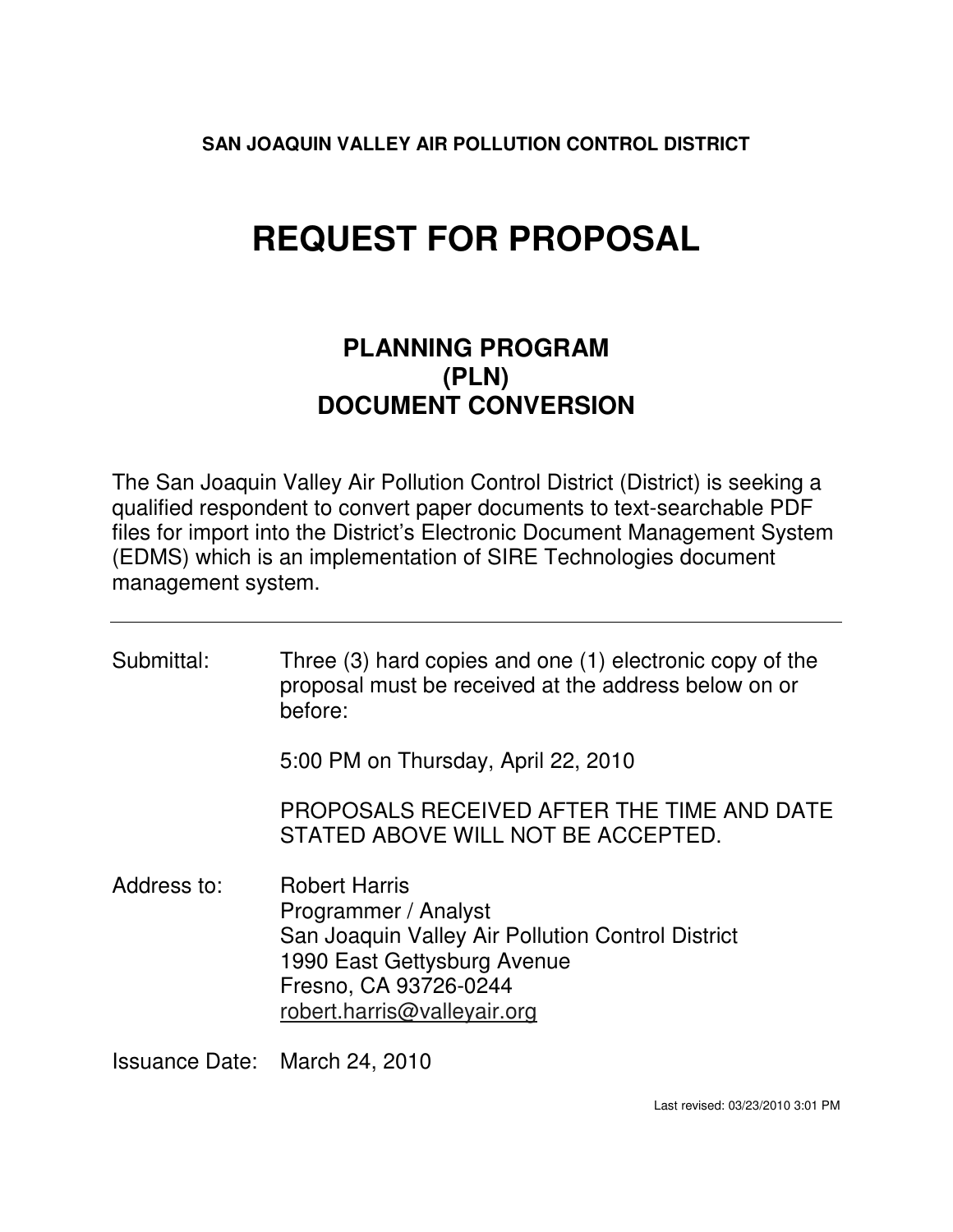**SAN JOAQUIN VALLEY AIR POLLUTION CONTROL DISTRICT**

# REQUEST FOR PROPOSAL

## PLANNING PROGRAM
## (PLN)
## DOCUMENT CONVERSION

The San Joaquin Valley Air Pollution Control District (District) is seeking a qualified respondent to convert paper documents to text-searchable PDF files for import into the District's Electronic Document Management System (EDMS) which is an implementation of SIRE Technologies document management system.

---

Submittal: Three (3) hard copies and one (1) electronic copy of the proposal must be received at the address below on or before:

5:00 PM on Thursday, April 22, 2010

PROPOSALS RECEIVED AFTER THE TIME AND DATE STATED ABOVE WILL NOT BE ACCEPTED.

Address to: Robert Harris
Programmer / Analyst
San Joaquin Valley Air Pollution Control District
1990 East Gettysburg Avenue
Fresno, CA 93726-0244
robert.harris@valleyair.org

Issuance Date: March 24, 2010

Last revised: 03/23/2010 3:01 PM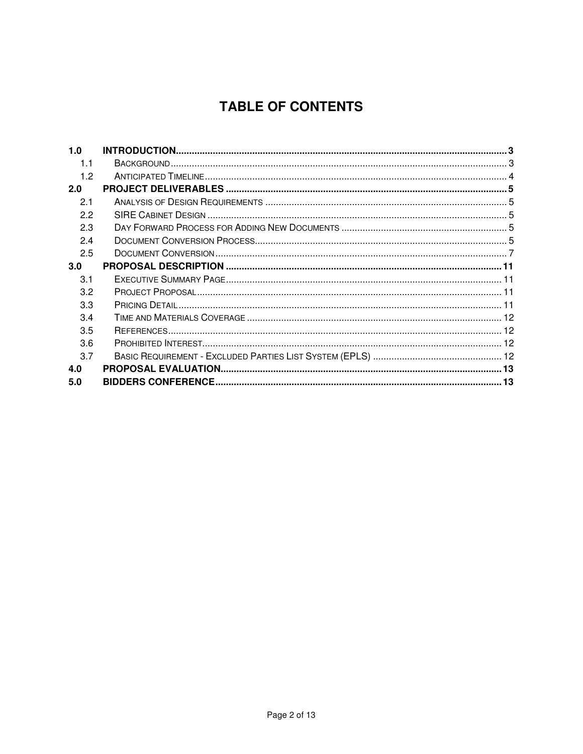# TABLE OF CONTENTS

| | | |
|---|---|---|
| **1.0** | **INTRODUCTION** | **3** |
| 1.1 | BACKGROUND | 3 |
| 1.2 | ANTICIPATED TIMELINE | 4 |
| **2.0** | **PROJECT DELIVERABLES** | **5** |
| 2.1 | ANALYSIS OF DESIGN REQUIREMENTS | 5 |
| 2.2 | SIRE CABINET DESIGN | 5 |
| 2.3 | DAY FORWARD PROCESS FOR ADDING NEW DOCUMENTS | 5 |
| 2.4 | DOCUMENT CONVERSION PROCESS | 5 |
| 2.5 | DOCUMENT CONVERSION | 7 |
| **3.0** | **PROPOSAL DESCRIPTION** | **11** |
| 3.1 | EXECUTIVE SUMMARY PAGE | 11 |
| 3.2 | PROJECT PROPOSAL | 11 |
| 3.3 | PRICING DETAIL | 11 |
| 3.4 | TIME AND MATERIALS COVERAGE | 12 |
| 3.5 | REFERENCES | 12 |
| 3.6 | PROHIBITED INTEREST | 12 |
| 3.7 | BASIC REQUIREMENT - EXCLUDED PARTIES LIST SYSTEM (EPLS) | 12 |
| **4.0** | **PROPOSAL EVALUATION** | **13** |
| **5.0** | **BIDDERS CONFERENCE** | **13** |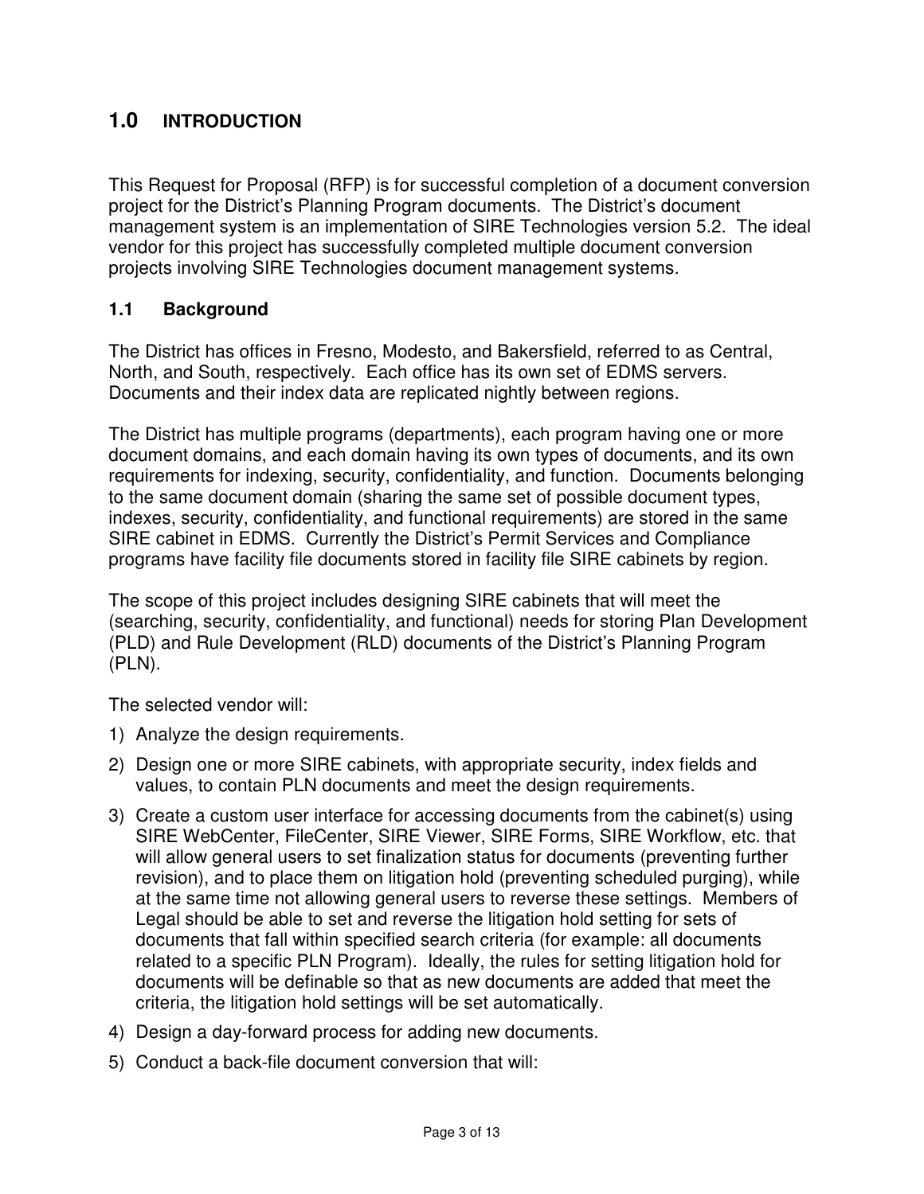## 1.0 INTRODUCTION

This Request for Proposal (RFP) is for successful completion of a document conversion project for the District's Planning Program documents. The District's document management system is an implementation of SIRE Technologies version 5.2. The ideal vendor for this project has successfully completed multiple document conversion projects involving SIRE Technologies document management systems.

### 1.1 Background

The District has offices in Fresno, Modesto, and Bakersfield, referred to as Central, North, and South, respectively. Each office has its own set of EDMS servers. Documents and their index data are replicated nightly between regions.

The District has multiple programs (departments), each program having one or more document domains, and each domain having its own types of documents, and its own requirements for indexing, security, confidentiality, and function. Documents belonging to the same document domain (sharing the same set of possible document types, indexes, security, confidentiality, and functional requirements) are stored in the same SIRE cabinet in EDMS. Currently the District's Permit Services and Compliance programs have facility file documents stored in facility file SIRE cabinets by region.

The scope of this project includes designing SIRE cabinets that will meet the (searching, security, confidentiality, and functional) needs for storing Plan Development (PLD) and Rule Development (RLD) documents of the District's Planning Program (PLN).

The selected vendor will:

1) Analyze the design requirements.
2) Design one or more SIRE cabinets, with appropriate security, index fields and values, to contain PLN documents and meet the design requirements.
3) Create a custom user interface for accessing documents from the cabinet(s) using SIRE WebCenter, FileCenter, SIRE Viewer, SIRE Forms, SIRE Workflow, etc. that will allow general users to set finalization status for documents (preventing further revision), and to place them on litigation hold (preventing scheduled purging), while at the same time not allowing general users to reverse these settings. Members of Legal should be able to set and reverse the litigation hold setting for sets of documents that fall within specified search criteria (for example: all documents related to a specific PLN Program). Ideally, the rules for setting litigation hold for documents will be definable so that as new documents are added that meet the criteria, the litigation hold settings will be set automatically.
4) Design a day-forward process for adding new documents.
5) Conduct a back-file document conversion that will: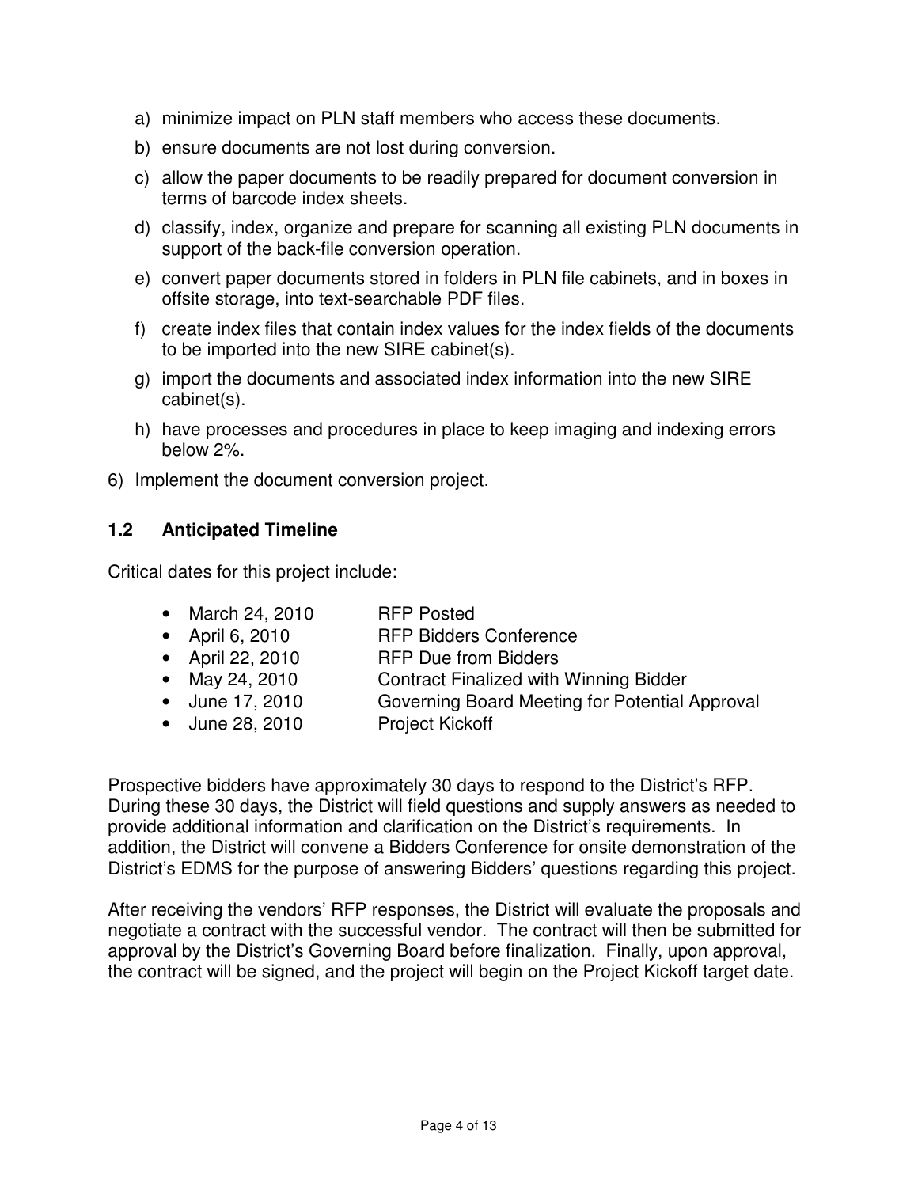a) minimize impact on PLN staff members who access these documents.

b) ensure documents are not lost during conversion.

c) allow the paper documents to be readily prepared for document conversion in terms of barcode index sheets.

d) classify, index, organize and prepare for scanning all existing PLN documents in support of the back-file conversion operation.

e) convert paper documents stored in folders in PLN file cabinets, and in boxes in offsite storage, into text-searchable PDF files.

f) create index files that contain index values for the index fields of the documents to be imported into the new SIRE cabinet(s).

g) import the documents and associated index information into the new SIRE cabinet(s).

h) have processes and procedures in place to keep imaging and indexing errors below 2%.

6) Implement the document conversion project.

### 1.2 Anticipated Timeline

Critical dates for this project include:

- March 24, 2010 RFP Posted
- April 6, 2010 RFP Bidders Conference
- April 22, 2010 RFP Due from Bidders
- May 24, 2010 Contract Finalized with Winning Bidder
- June 17, 2010 Governing Board Meeting for Potential Approval
- June 28, 2010 Project Kickoff

Prospective bidders have approximately 30 days to respond to the District's RFP. During these 30 days, the District will field questions and supply answers as needed to provide additional information and clarification on the District's requirements. In addition, the District will convene a Bidders Conference for onsite demonstration of the District's EDMS for the purpose of answering Bidders' questions regarding this project.

After receiving the vendors' RFP responses, the District will evaluate the proposals and negotiate a contract with the successful vendor. The contract will then be submitted for approval by the District's Governing Board before finalization. Finally, upon approval, the contract will be signed, and the project will begin on the Project Kickoff target date.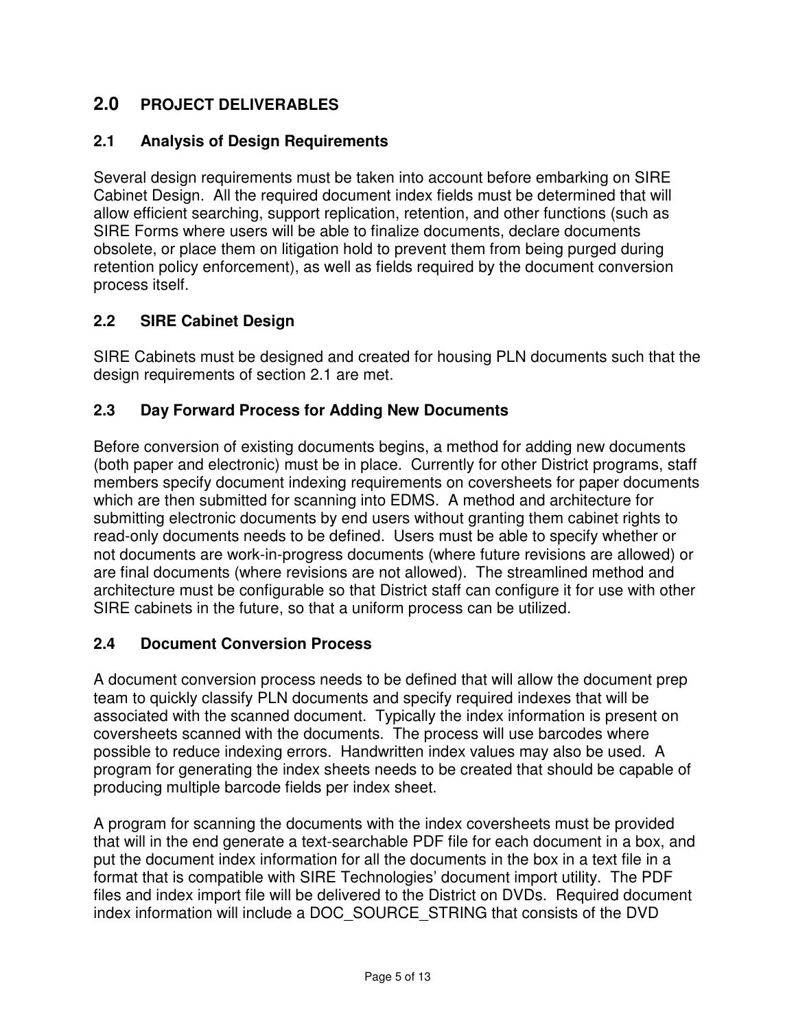# 2.0 PROJECT DELIVERABLES

## 2.1 Analysis of Design Requirements

Several design requirements must be taken into account before embarking on SIRE Cabinet Design. All the required document index fields must be determined that will allow efficient searching, support replication, retention, and other functions (such as SIRE Forms where users will be able to finalize documents, declare documents obsolete, or place them on litigation hold to prevent them from being purged during retention policy enforcement), as well as fields required by the document conversion process itself.

## 2.2 SIRE Cabinet Design

SIRE Cabinets must be designed and created for housing PLN documents such that the design requirements of section 2.1 are met.

## 2.3 Day Forward Process for Adding New Documents

Before conversion of existing documents begins, a method for adding new documents (both paper and electronic) must be in place. Currently for other District programs, staff members specify document indexing requirements on coversheets for paper documents which are then submitted for scanning into EDMS. A method and architecture for submitting electronic documents by end users without granting them cabinet rights to read-only documents needs to be defined. Users must be able to specify whether or not documents are work-in-progress documents (where future revisions are allowed) or are final documents (where revisions are not allowed). The streamlined method and architecture must be configurable so that District staff can configure it for use with other SIRE cabinets in the future, so that a uniform process can be utilized.

## 2.4 Document Conversion Process

A document conversion process needs to be defined that will allow the document prep team to quickly classify PLN documents and specify required indexes that will be associated with the scanned document. Typically the index information is present on coversheets scanned with the documents. The process will use barcodes where possible to reduce indexing errors. Handwritten index values may also be used. A program for generating the index sheets needs to be created that should be capable of producing multiple barcode fields per index sheet.

A program for scanning the documents with the index coversheets must be provided that will in the end generate a text-searchable PDF file for each document in a box, and put the document index information for all the documents in the box in a text file in a format that is compatible with SIRE Technologies' document import utility. The PDF files and index import file will be delivered to the District on DVDs. Required document index information will include a DOC_SOURCE_STRING that consists of the DVD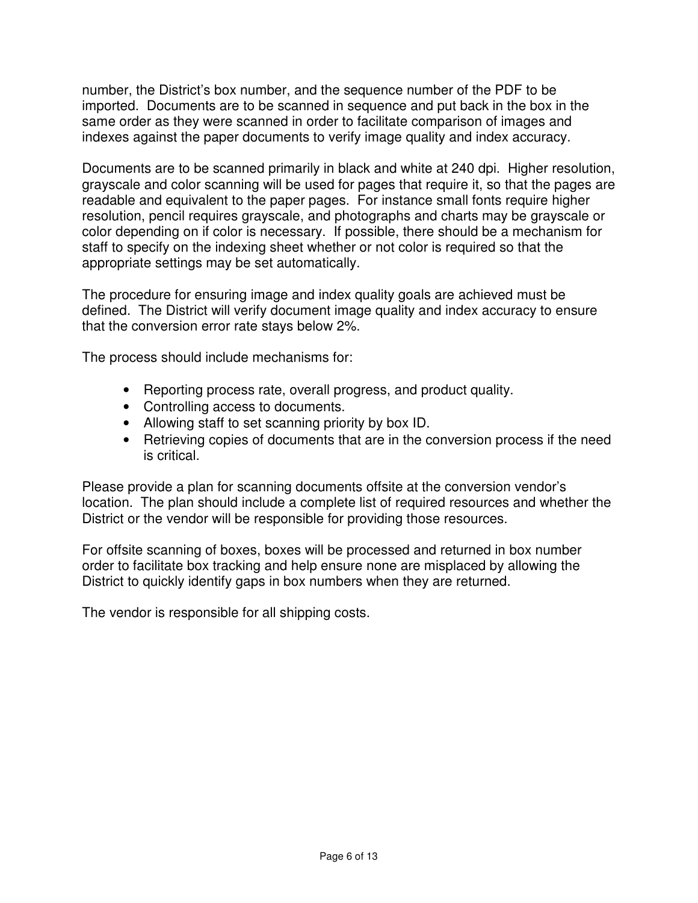number, the District's box number, and the sequence number of the PDF to be imported. Documents are to be scanned in sequence and put back in the box in the same order as they were scanned in order to facilitate comparison of images and indexes against the paper documents to verify image quality and index accuracy.

Documents are to be scanned primarily in black and white at 240 dpi. Higher resolution, grayscale and color scanning will be used for pages that require it, so that the pages are readable and equivalent to the paper pages. For instance small fonts require higher resolution, pencil requires grayscale, and photographs and charts may be grayscale or color depending on if color is necessary. If possible, there should be a mechanism for staff to specify on the indexing sheet whether or not color is required so that the appropriate settings may be set automatically.

The procedure for ensuring image and index quality goals are achieved must be defined. The District will verify document image quality and index accuracy to ensure that the conversion error rate stays below 2%.

The process should include mechanisms for:

- Reporting process rate, overall progress, and product quality.
- Controlling access to documents.
- Allowing staff to set scanning priority by box ID.
- Retrieving copies of documents that are in the conversion process if the need is critical.

Please provide a plan for scanning documents offsite at the conversion vendor's location. The plan should include a complete list of required resources and whether the District or the vendor will be responsible for providing those resources.

For offsite scanning of boxes, boxes will be processed and returned in box number order to facilitate box tracking and help ensure none are misplaced by allowing the District to quickly identify gaps in box numbers when they are returned.

The vendor is responsible for all shipping costs.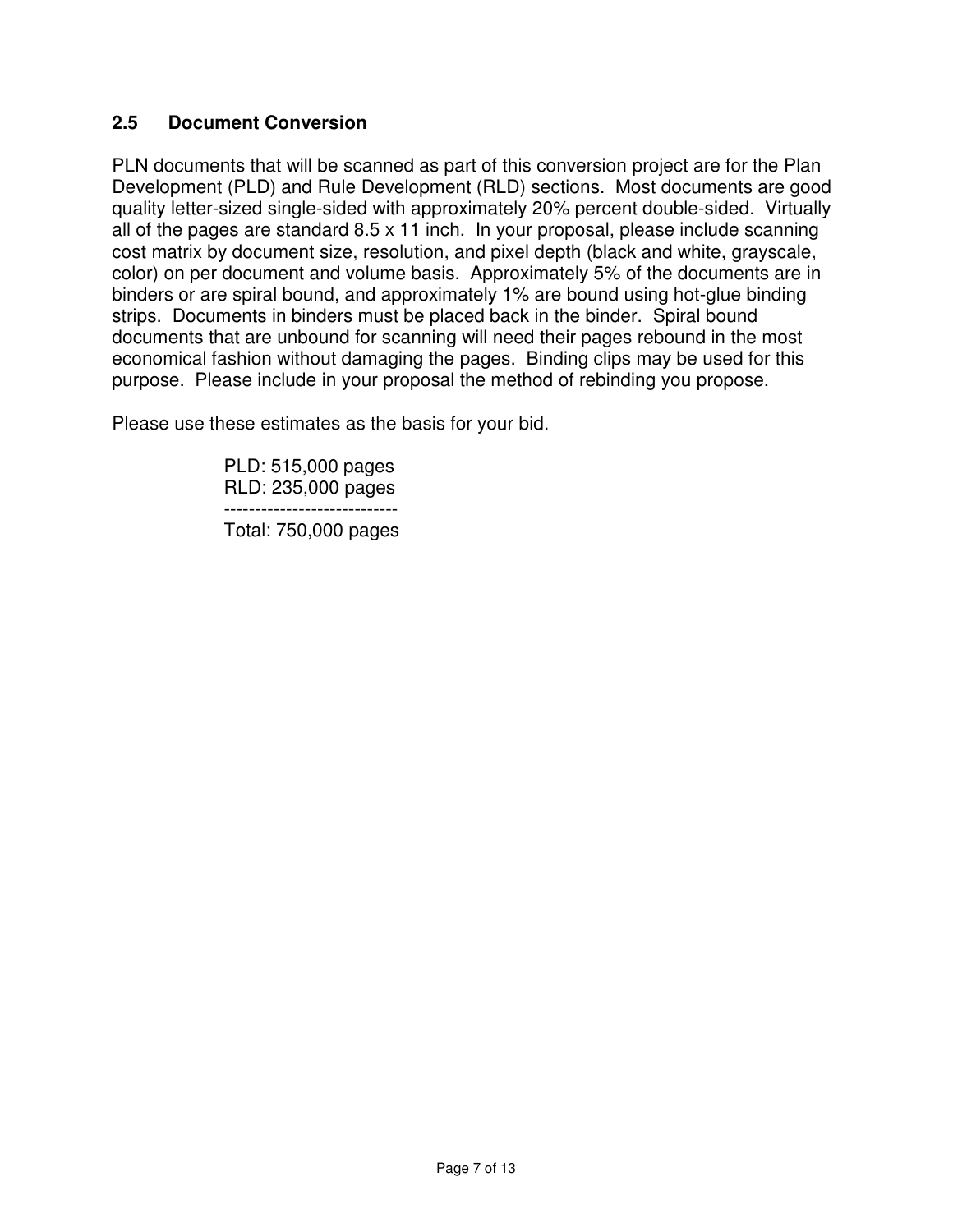## 2.5 Document Conversion

PLN documents that will be scanned as part of this conversion project are for the Plan Development (PLD) and Rule Development (RLD) sections. Most documents are good quality letter-sized single-sided with approximately 20% percent double-sided. Virtually all of the pages are standard 8.5 x 11 inch. In your proposal, please include scanning cost matrix by document size, resolution, and pixel depth (black and white, grayscale, color) on per document and volume basis. Approximately 5% of the documents are in binders or are spiral bound, and approximately 1% are bound using hot-glue binding strips. Documents in binders must be placed back in the binder. Spiral bound documents that are unbound for scanning will need their pages rebound in the most economical fashion without damaging the pages. Binding clips may be used for this purpose. Please include in your proposal the method of rebinding you propose.

Please use these estimates as the basis for your bid.

PLD: 515,000 pages
RLD: 235,000 pages
----------------------------
Total: 750,000 pages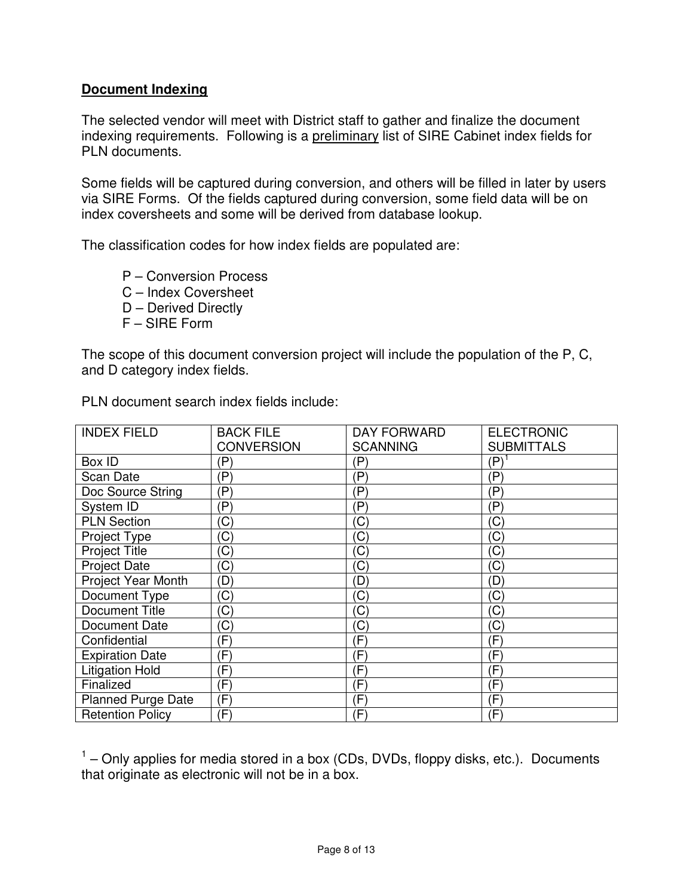**Document Indexing**

The selected vendor will meet with District staff to gather and finalize the document indexing requirements. Following is a preliminary list of SIRE Cabinet index fields for PLN documents.

Some fields will be captured during conversion, and others will be filled in later by users via SIRE Forms. Of the fields captured during conversion, some field data will be on index coversheets and some will be derived from database lookup.

The classification codes for how index fields are populated are:

- P – Conversion Process
- C – Index Coversheet
- D – Derived Directly
- F – SIRE Form

The scope of this document conversion project will include the population of the P, C, and D category index fields.

PLN document search index fields include:

| INDEX FIELD | BACK FILE CONVERSION | DAY FORWARD SCANNING | ELECTRONIC SUBMITTALS |
|---|---|---|---|
| Box ID | (P) | (P) | (P)[1] |
| Scan Date | (P) | (P) | (P) |
| Doc Source String | (P) | (P) | (P) |
| System ID | (P) | (P) | (P) |
| PLN Section | (C) | (C) | (C) |
| Project Type | (C) | (C) | (C) |
| Project Title | (C) | (C) | (C) |
| Project Date | (C) | (C) | (C) |
| Project Year Month | (D) | (D) | (D) |
| Document Type | (C) | (C) | (C) |
| Document Title | (C) | (C) | (C) |
| Document Date | (C) | (C) | (C) |
| Confidential | (F) | (F) | (F) |
| Expiration Date | (F) | (F) | (F) |
| Litigation Hold | (F) | (F) | (F) |
| Finalized | (F) | (F) | (F) |
| Planned Purge Date | (F) | (F) | (F) |
| Retention Policy | (F) | (F) | (F) |

[1] – Only applies for media stored in a box (CDs, DVDs, floppy disks, etc.). Documents that originate as electronic will not be in a box.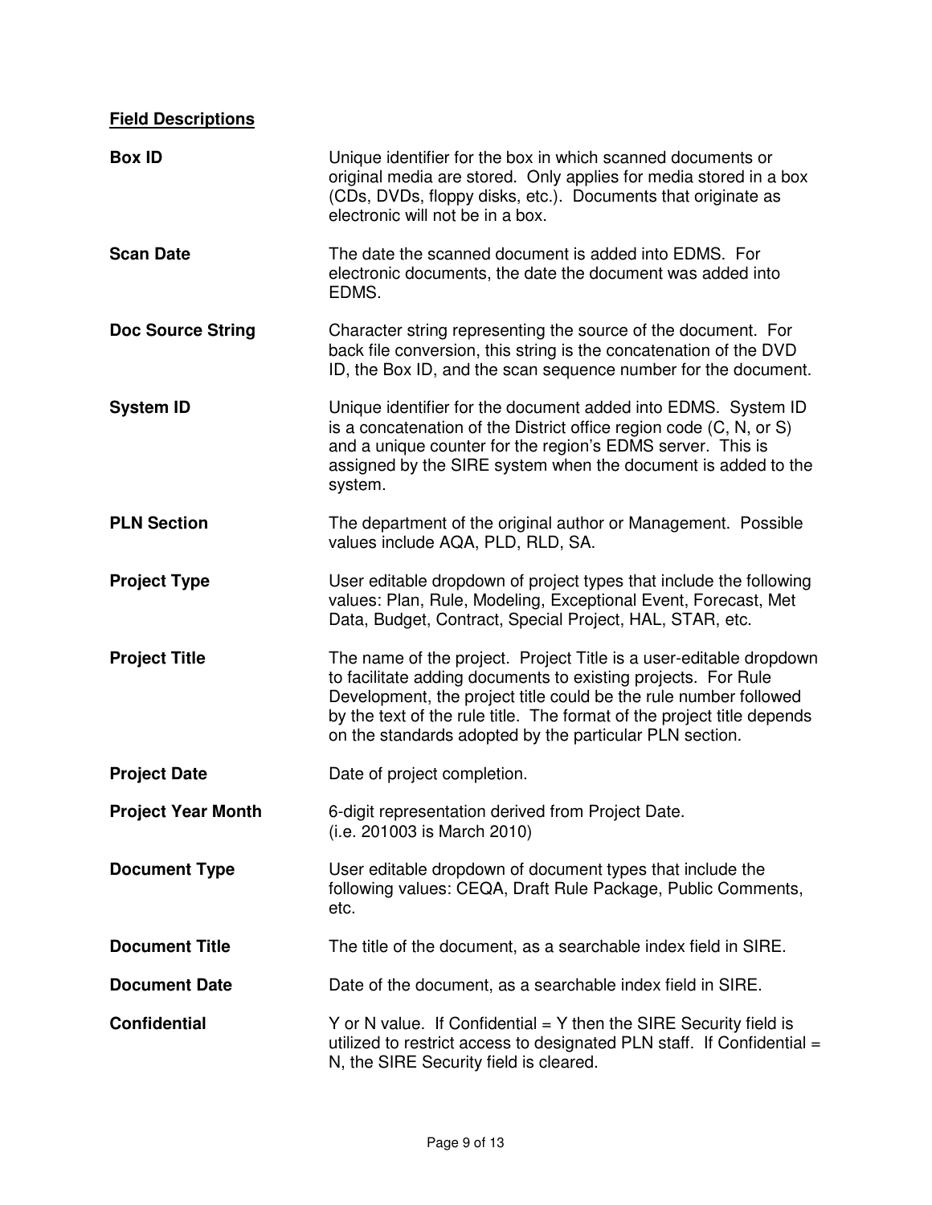**Field Descriptions**

**Box ID**

Unique identifier for the box in which scanned documents or original media are stored. Only applies for media stored in a box (CDs, DVDs, floppy disks, etc.). Documents that originate as electronic will not be in a box.

**Scan Date**

The date the scanned document is added into EDMS. For electronic documents, the date the document was added into EDMS.

**Doc Source String**

Character string representing the source of the document. For back file conversion, this string is the concatenation of the DVD ID, the Box ID, and the scan sequence number for the document.

**System ID**

Unique identifier for the document added into EDMS. System ID is a concatenation of the District office region code (C, N, or S) and a unique counter for the region's EDMS server. This is assigned by the SIRE system when the document is added to the system.

**PLN Section**

The department of the original author or Management. Possible values include AQA, PLD, RLD, SA.

**Project Type**

User editable dropdown of project types that include the following values: Plan, Rule, Modeling, Exceptional Event, Forecast, Met Data, Budget, Contract, Special Project, HAL, STAR, etc.

**Project Title**

The name of the project. Project Title is a user-editable dropdown to facilitate adding documents to existing projects. For Rule Development, the project title could be the rule number followed by the text of the rule title. The format of the project title depends on the standards adopted by the particular PLN section.

**Project Date**

Date of project completion.

**Project Year Month**

6-digit representation derived from Project Date.
(i.e. 201003 is March 2010)

**Document Type**

User editable dropdown of document types that include the following values: CEQA, Draft Rule Package, Public Comments, etc.

**Document Title**

The title of the document, as a searchable index field in SIRE.

**Document Date**

Date of the document, as a searchable index field in SIRE.

**Confidential**

Y or N value. If Confidential = Y then the SIRE Security field is utilized to restrict access to designated PLN staff. If Confidential = N, the SIRE Security field is cleared.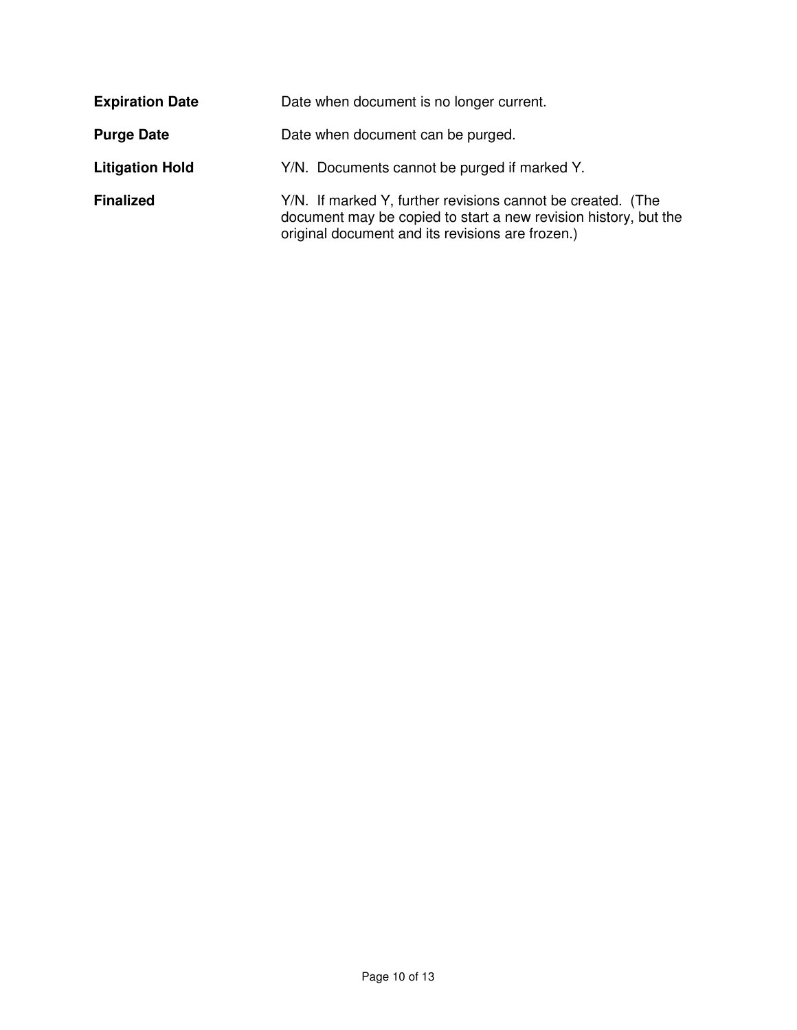| | |
|---|---|
| **Expiration Date** | Date when document is no longer current. |
| **Purge Date** | Date when document can be purged. |
| **Litigation Hold** | Y/N. Documents cannot be purged if marked Y. |
| **Finalized** | Y/N. If marked Y, further revisions cannot be created. (The document may be copied to start a new revision history, but the original document and its revisions are frozen.) |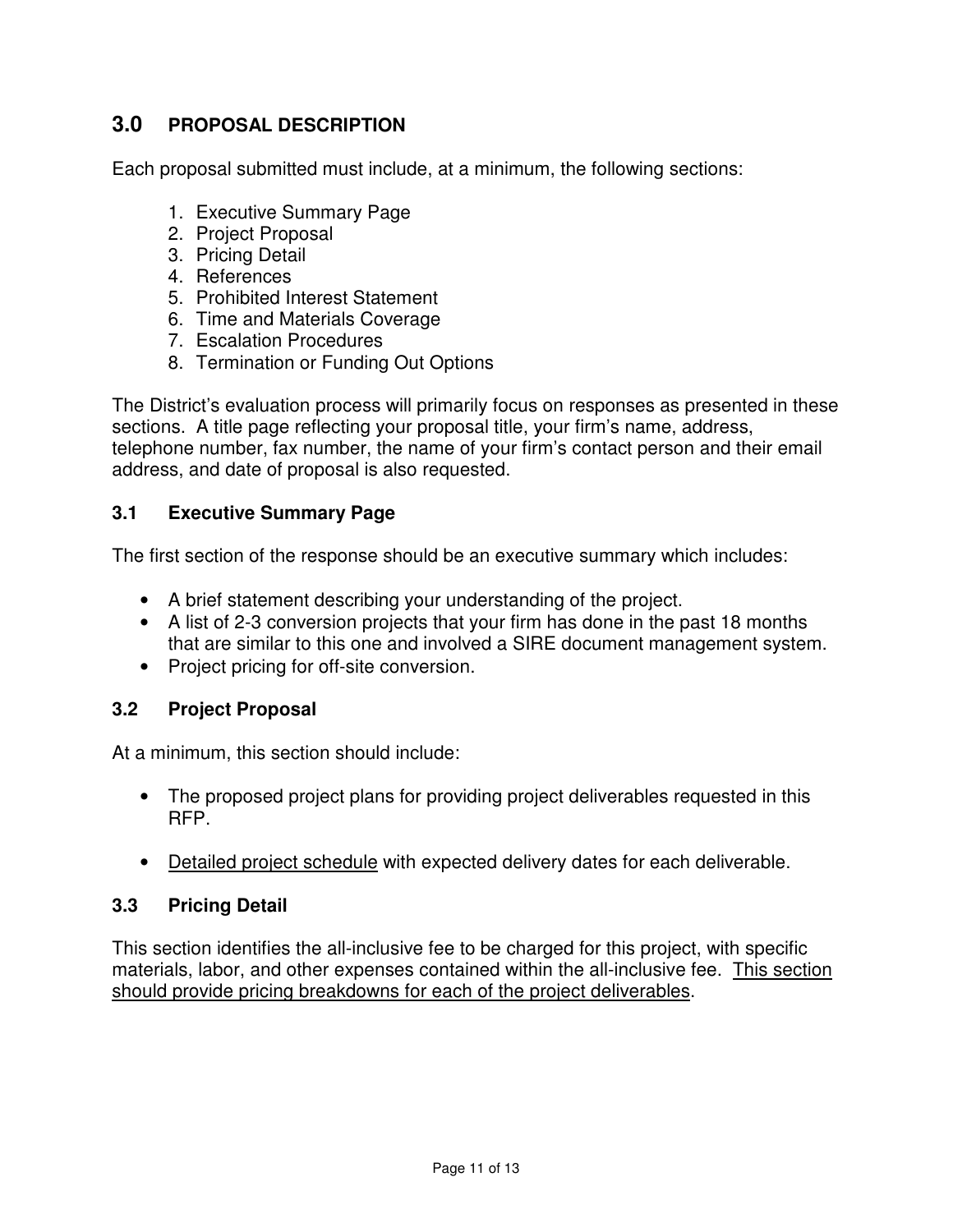## 3.0 PROPOSAL DESCRIPTION

Each proposal submitted must include, at a minimum, the following sections:

1. Executive Summary Page
2. Project Proposal
3. Pricing Detail
4. References
5. Prohibited Interest Statement
6. Time and Materials Coverage
7. Escalation Procedures
8. Termination or Funding Out Options

The District's evaluation process will primarily focus on responses as presented in these sections. A title page reflecting your proposal title, your firm's name, address, telephone number, fax number, the name of your firm's contact person and their email address, and date of proposal is also requested.

### 3.1 Executive Summary Page

The first section of the response should be an executive summary which includes:

- A brief statement describing your understanding of the project.
- A list of 2-3 conversion projects that your firm has done in the past 18 months that are similar to this one and involved a SIRE document management system.
- Project pricing for off-site conversion.

### 3.2 Project Proposal

At a minimum, this section should include:

- The proposed project plans for providing project deliverables requested in this RFP.
- <u>Detailed project schedule</u> with expected delivery dates for each deliverable.

### 3.3 Pricing Detail

This section identifies the all-inclusive fee to be charged for this project, with specific materials, labor, and other expenses contained within the all-inclusive fee. <u>This section should provide pricing breakdowns for each of the project deliverables</u>.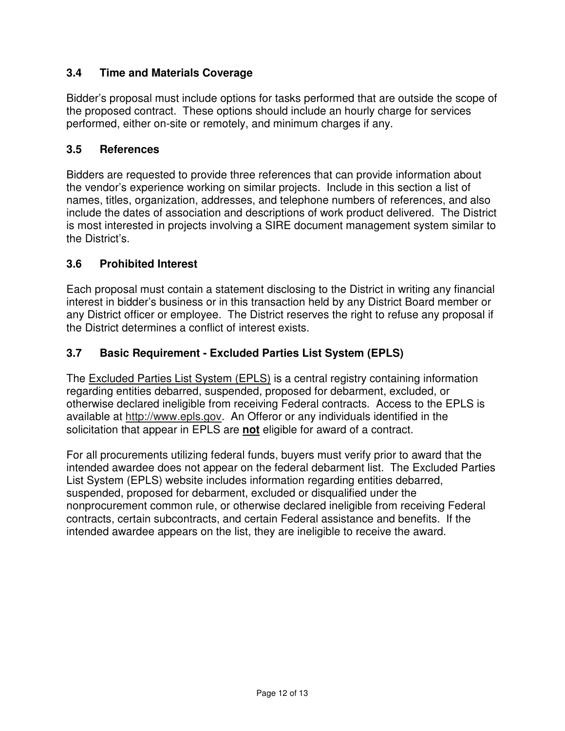### 3.4 Time and Materials Coverage

Bidder's proposal must include options for tasks performed that are outside the scope of the proposed contract. These options should include an hourly charge for services performed, either on-site or remotely, and minimum charges if any.

### 3.5 References

Bidders are requested to provide three references that can provide information about the vendor's experience working on similar projects. Include in this section a list of names, titles, organization, addresses, and telephone numbers of references, and also include the dates of association and descriptions of work product delivered. The District is most interested in projects involving a SIRE document management system similar to the District's.

### 3.6 Prohibited Interest

Each proposal must contain a statement disclosing to the District in writing any financial interest in bidder's business or in this transaction held by any District Board member or any District officer or employee. The District reserves the right to refuse any proposal if the District determines a conflict of interest exists.

### 3.7 Basic Requirement - Excluded Parties List System (EPLS)

The Excluded Parties List System (EPLS) is a central registry containing information regarding entities debarred, suspended, proposed for debarment, excluded, or otherwise declared ineligible from receiving Federal contracts. Access to the EPLS is available at http://www.epls.gov. An Offeror or any individuals identified in the solicitation that appear in EPLS are **not** eligible for award of a contract.

For all procurements utilizing federal funds, buyers must verify prior to award that the intended awardee does not appear on the federal debarment list. The Excluded Parties List System (EPLS) website includes information regarding entities debarred, suspended, proposed for debarment, excluded or disqualified under the nonprocurement common rule, or otherwise declared ineligible from receiving Federal contracts, certain subcontracts, and certain Federal assistance and benefits. If the intended awardee appears on the list, they are ineligible to receive the award.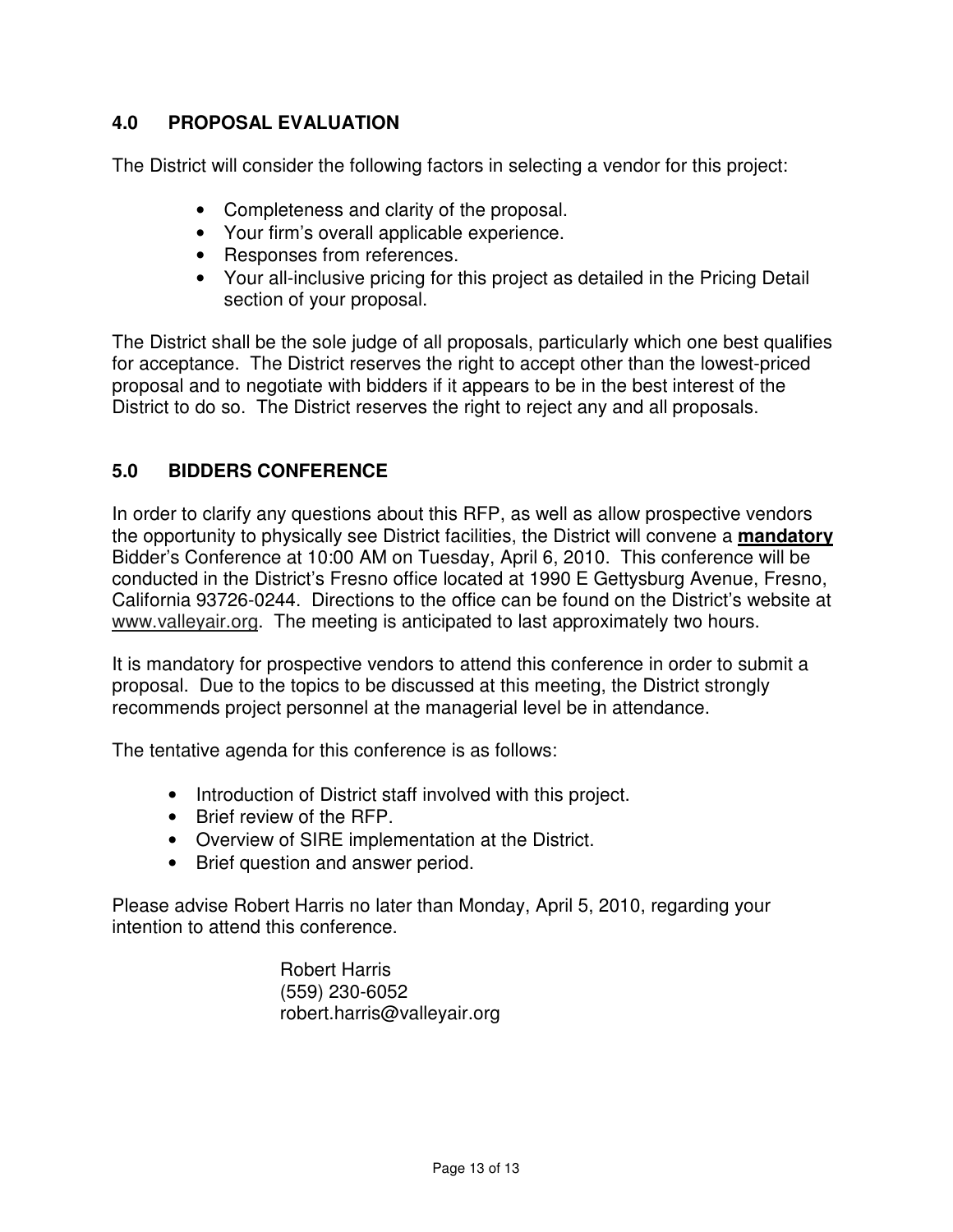## 4.0 PROPOSAL EVALUATION

The District will consider the following factors in selecting a vendor for this project:

- Completeness and clarity of the proposal.
- Your firm's overall applicable experience.
- Responses from references.
- Your all-inclusive pricing for this project as detailed in the Pricing Detail section of your proposal.

The District shall be the sole judge of all proposals, particularly which one best qualifies for acceptance. The District reserves the right to accept other than the lowest-priced proposal and to negotiate with bidders if it appears to be in the best interest of the District to do so. The District reserves the right to reject any and all proposals.

## 5.0 BIDDERS CONFERENCE

In order to clarify any questions about this RFP, as well as allow prospective vendors the opportunity to physically see District facilities, the District will convene a **mandatory** Bidder's Conference at 10:00 AM on Tuesday, April 6, 2010. This conference will be conducted in the District's Fresno office located at 1990 E Gettysburg Avenue, Fresno, California 93726-0244. Directions to the office can be found on the District's website at www.valleyair.org. The meeting is anticipated to last approximately two hours.

It is mandatory for prospective vendors to attend this conference in order to submit a proposal. Due to the topics to be discussed at this meeting, the District strongly recommends project personnel at the managerial level be in attendance.

The tentative agenda for this conference is as follows:

- Introduction of District staff involved with this project.
- Brief review of the RFP.
- Overview of SIRE implementation at the District.
- Brief question and answer period.

Please advise Robert Harris no later than Monday, April 5, 2010, regarding your intention to attend this conference.

Robert Harris
(559) 230-6052
robert.harris@valleyair.org